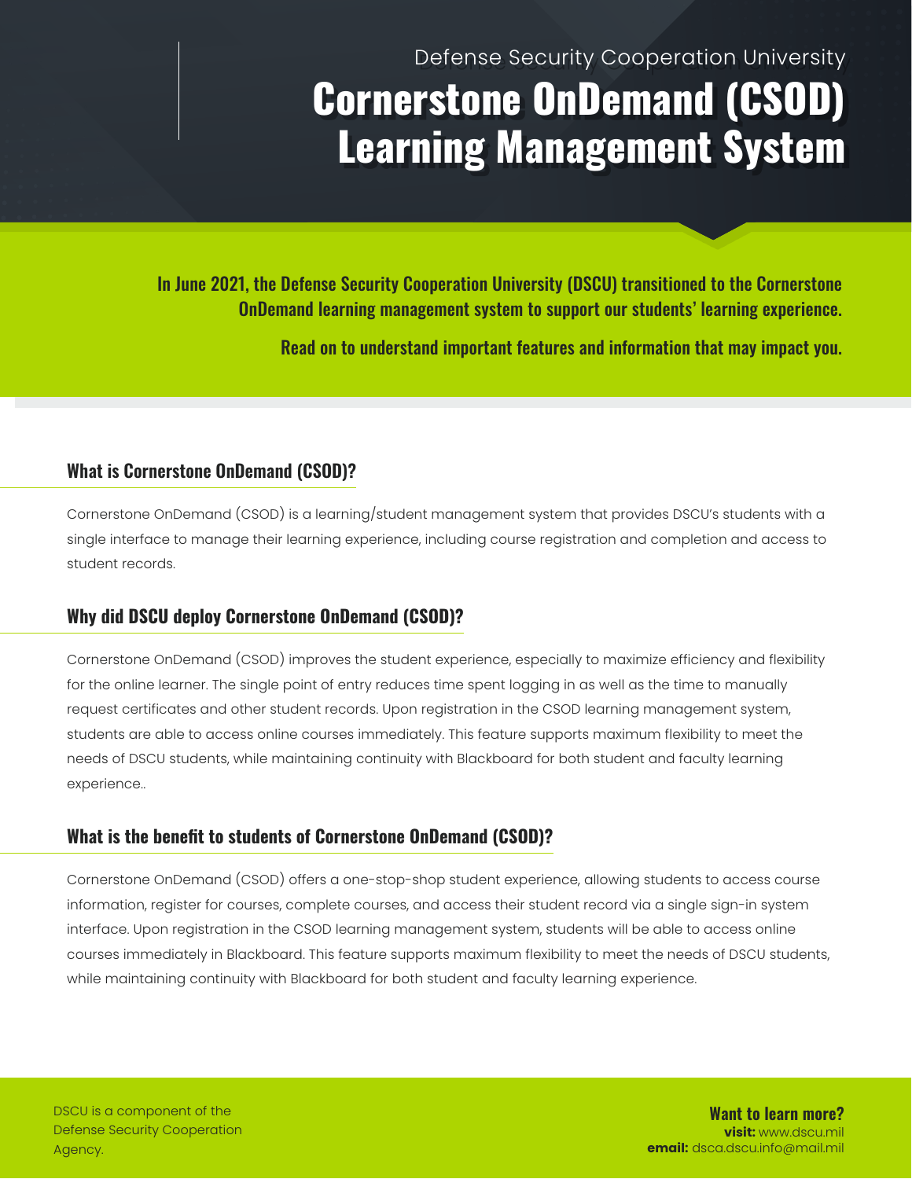Defense Security Cooperation University

# Cornerstone OnDemand (CSOD) Learning Management System

**In June 2021, the Defense Security Cooperation University (DSCU) transitioned to the Cornerstone OnDemand learning management system to support our students' learning experience.**

**Read on to understand important features and information that may impact you.**

## What is Cornerstone OnDemand (CSOD)?

Cornerstone OnDemand (CSOD) is a learning/student management system that provides DSCU's students with a single interface to manage their learning experience, including course registration and completion and access to student records.

## Why did DSCU deploy Cornerstone OnDemand (CSOD)?

Cornerstone OnDemand (CSOD) improves the student experience, especially to maximize efficiency and flexibility for the online learner. The single point of entry reduces time spent logging in as well as the time to manually request certificates and other student records. Upon registration in the CSOD learning management system, students are able to access online courses immediately. This feature supports maximum flexibility to meet the needs of DSCU students, while maintaining continuity with Blackboard for both student and faculty learning experience..

## What is the benefit to students of Cornerstone OnDemand (CSOD)?

Cornerstone OnDemand (CSOD) offers a one-stop-shop student experience, allowing students to access course information, register for courses, complete courses, and access their student record via a single sign-in system interface. Upon registration in the CSOD learning management system, students will be able to access online courses immediately in Blackboard. This feature supports maximum flexibility to meet the needs of DSCU students, while maintaining continuity with Blackboard for both student and faculty learning experience.

DSCU is a component of the Defense Security Cooperation Agency.

**Want to learn more?**
**visit:** www.dscu.mil
**email:** dsca.dscu.info@mail.mil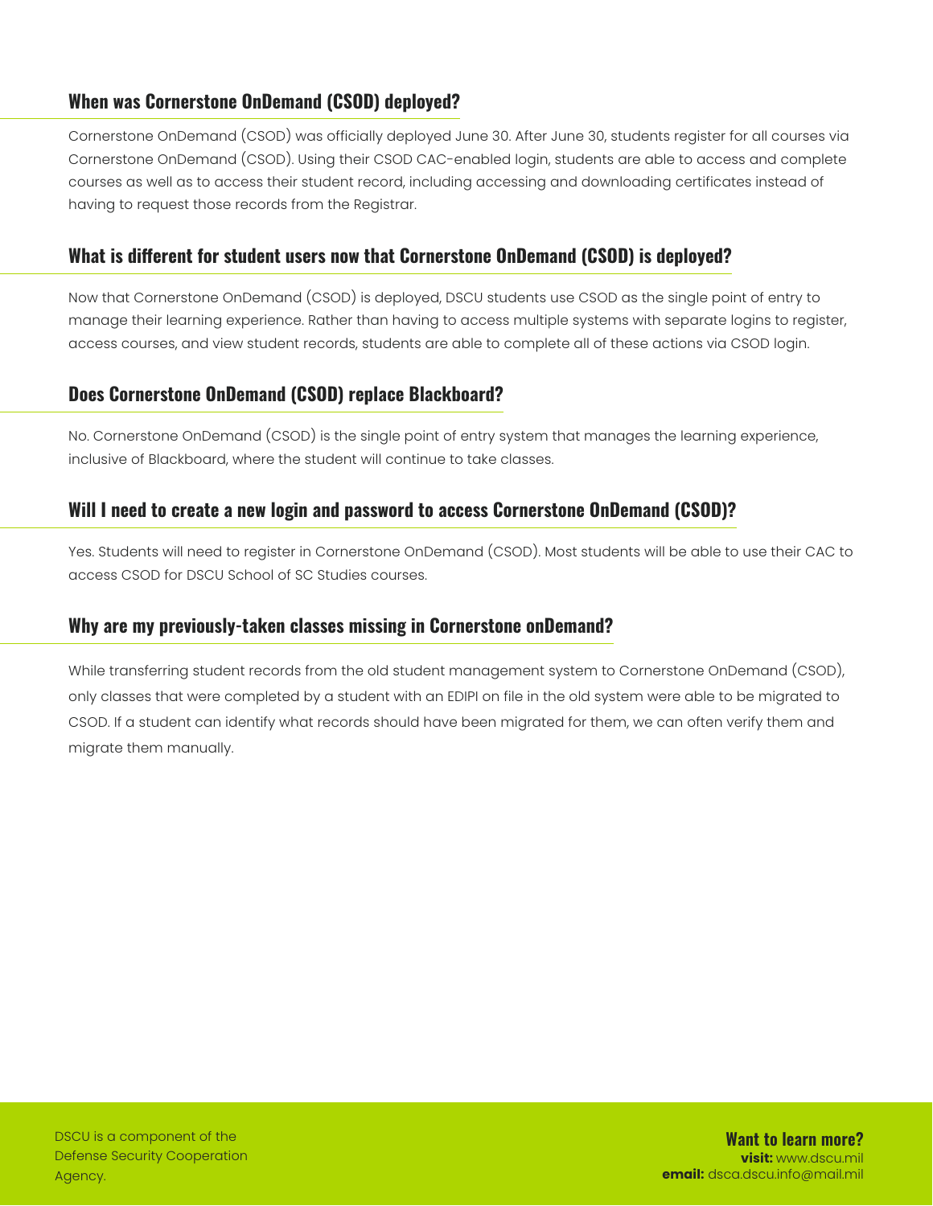## When was Cornerstone OnDemand (CSOD) deployed?

Cornerstone OnDemand (CSOD) was officially deployed June 30. After June 30, students register for all courses via Cornerstone OnDemand (CSOD). Using their CSOD CAC-enabled login, students are able to access and complete courses as well as to access their student record, including accessing and downloading certificates instead of having to request those records from the Registrar.

## What is different for student users now that Cornerstone OnDemand (CSOD) is deployed?

Now that Cornerstone OnDemand (CSOD) is deployed, DSCU students use CSOD as the single point of entry to manage their learning experience. Rather than having to access multiple systems with separate logins to register, access courses, and view student records, students are able to complete all of these actions via CSOD login.

## Does Cornerstone OnDemand (CSOD) replace Blackboard?

No. Cornerstone OnDemand (CSOD) is the single point of entry system that manages the learning experience, inclusive of Blackboard, where the student will continue to take classes.

## Will I need to create a new login and password to access Cornerstone OnDemand (CSOD)?

Yes. Students will need to register in Cornerstone OnDemand (CSOD). Most students will be able to use their CAC to access CSOD for DSCU School of SC Studies courses.

## Why are my previously-taken classes missing in Cornerstone onDemand?

While transferring student records from the old student management system to Cornerstone OnDemand (CSOD), only classes that were completed by a student with an EDIPI on file in the old system were able to be migrated to CSOD. If a student can identify what records should have been migrated for them, we can often verify them and migrate them manually.

DSCU is a component of the Defense Security Cooperation Agency.

**Want to learn more?**
**visit:** www.dscu.mil
**email:** dsca.dscu.info@mail.mil